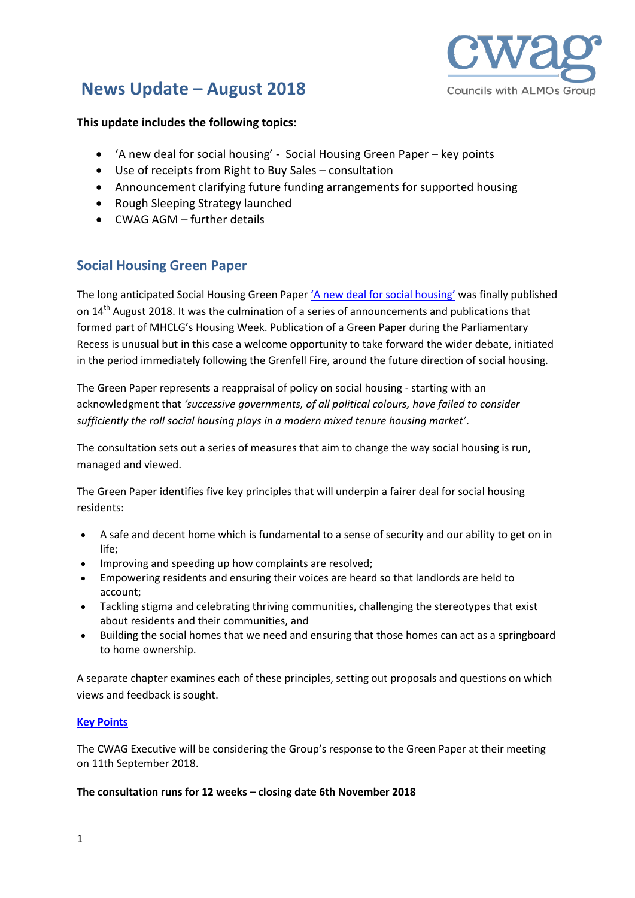# News Update – August 2018

**This update includes the following topics:**

- 'A new deal for social housing' - Social Housing Green Paper – key points
- Use of receipts from Right to Buy Sales – consultation
- Announcement clarifying future funding arrangements for supported housing
- Rough Sleeping Strategy launched
- CWAG AGM – further details

## Social Housing Green Paper

The long anticipated Social Housing Green Paper 'A new deal for social housing' was finally published on 14th August 2018. It was the culmination of a series of announcements and publications that formed part of MHCLG's Housing Week. Publication of a Green Paper during the Parliamentary Recess is unusual but in this case a welcome opportunity to take forward the wider debate, initiated in the period immediately following the Grenfell Fire, around the future direction of social housing.

The Green Paper represents a reappraisal of policy on social housing - starting with an acknowledgment that *'successive governments, of all political colours, have failed to consider sufficiently the roll social housing plays in a modern mixed tenure housing market'*.

The consultation sets out a series of measures that aim to change the way social housing is run, managed and viewed.

The Green Paper identifies five key principles that will underpin a fairer deal for social housing residents:

- A safe and decent home which is fundamental to a sense of security and our ability to get on in life;
- Improving and speeding up how complaints are resolved;
- Empowering residents and ensuring their voices are heard so that landlords are held to account;
- Tackling stigma and celebrating thriving communities, challenging the stereotypes that exist about residents and their communities, and
- Building the social homes that we need and ensuring that those homes can act as a springboard to home ownership.

A separate chapter examines each of these principles, setting out proposals and questions on which views and feedback is sought.

**Key Points**

The CWAG Executive will be considering the Group's response to the Green Paper at their meeting on 11th September 2018.

**The consultation runs for 12 weeks – closing date 6th November 2018**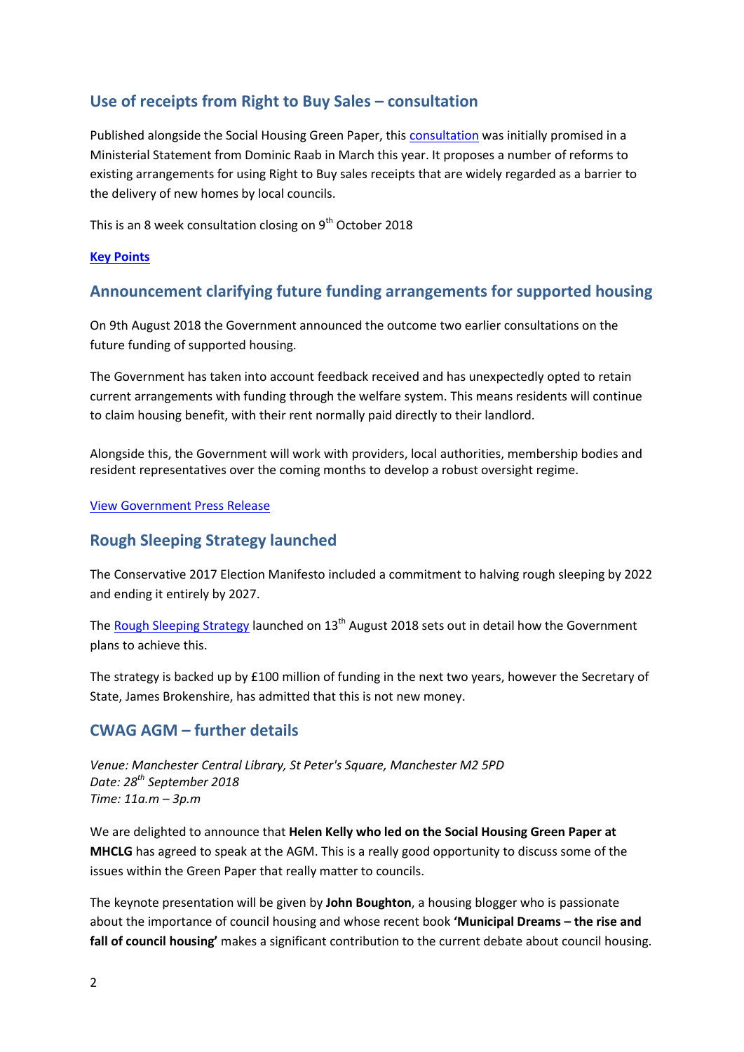## Use of receipts from Right to Buy Sales – consultation

Published alongside the Social Housing Green Paper, this consultation was initially promised in a Ministerial Statement from Dominic Raab in March this year. It proposes a number of reforms to existing arrangements for using Right to Buy sales receipts that are widely regarded as a barrier to the delivery of new homes by local councils.

This is an 8 week consultation closing on 9th October 2018

**Key Points**

## Announcement clarifying future funding arrangements for supported housing

On 9th August 2018 the Government announced the outcome two earlier consultations on the future funding of supported housing.

The Government has taken into account feedback received and has unexpectedly opted to retain current arrangements with funding through the welfare system. This means residents will continue to claim housing benefit, with their rent normally paid directly to their landlord.

Alongside this, the Government will work with providers, local authorities, membership bodies and resident representatives over the coming months to develop a robust oversight regime.

View Government Press Release

## Rough Sleeping Strategy launched

The Conservative 2017 Election Manifesto included a commitment to halving rough sleeping by 2022 and ending it entirely by 2027.

The Rough Sleeping Strategy launched on 13th August 2018 sets out in detail how the Government plans to achieve this.

The strategy is backed up by £100 million of funding in the next two years, however the Secretary of State, James Brokenshire, has admitted that this is not new money.

## CWAG AGM – further details

*Venue: Manchester Central Library, St Peter's Square, Manchester M2 5PD*
*Date: 28th September 2018*
*Time: 11a.m – 3p.m*

We are delighted to announce that **Helen Kelly who led on the Social Housing Green Paper at MHCLG** has agreed to speak at the AGM. This is a really good opportunity to discuss some of the issues within the Green Paper that really matter to councils.

The keynote presentation will be given by **John Boughton**, a housing blogger who is passionate about the importance of council housing and whose recent book **'Municipal Dreams – the rise and fall of council housing'** makes a significant contribution to the current debate about council housing.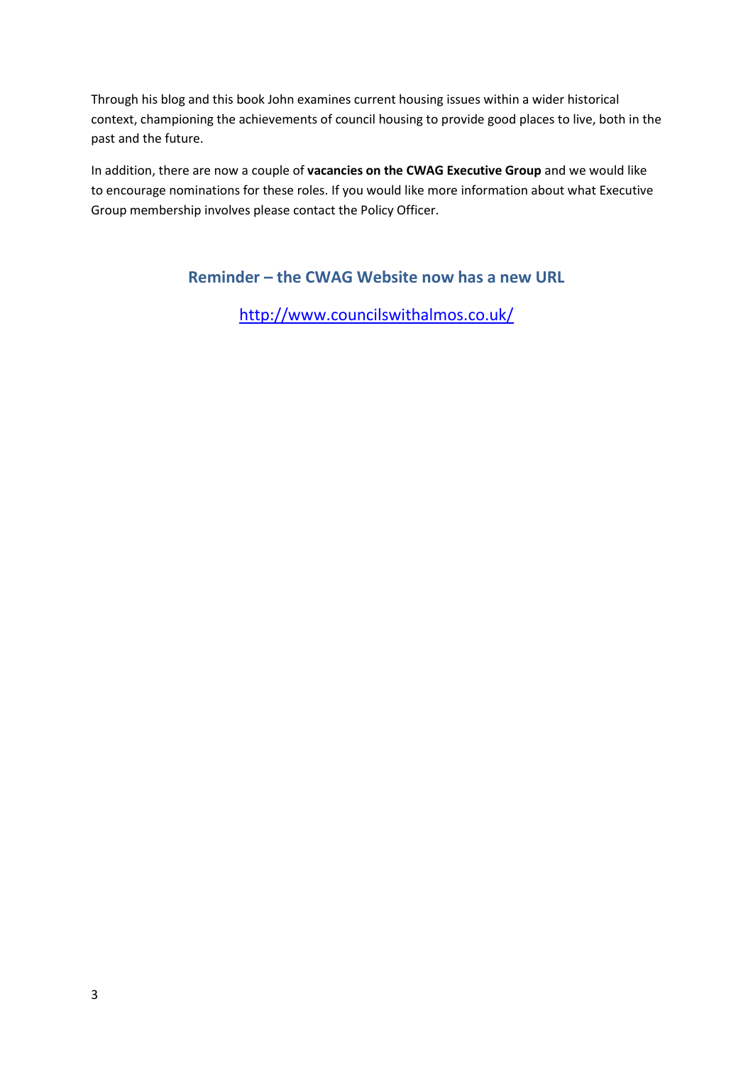Through his blog and this book John examines current housing issues within a wider historical context, championing the achievements of council housing to provide good places to live, both in the past and the future.

In addition, there are now a couple of **vacancies on the CWAG Executive Group** and we would like to encourage nominations for these roles. If you would like more information about what Executive Group membership involves please contact the Policy Officer.

## Reminder – the CWAG Website now has a new URL

http://www.councilswithalmos.co.uk/